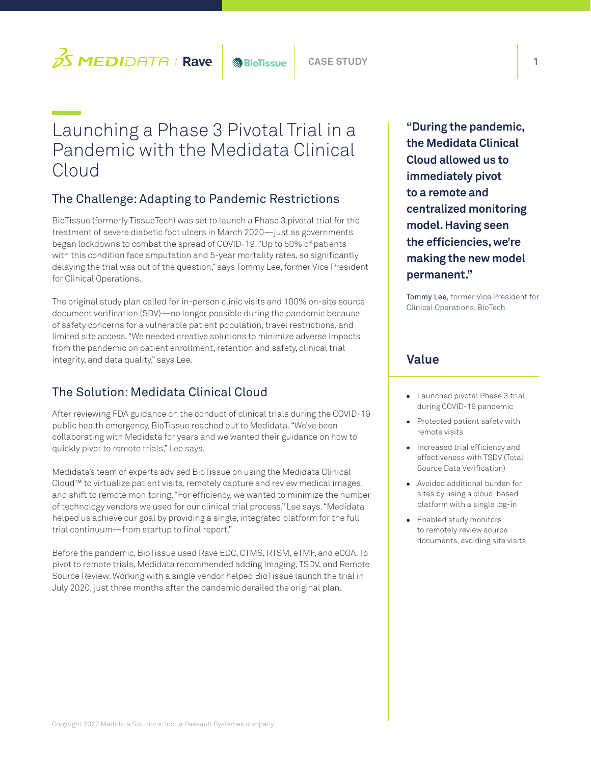# Launching a Phase 3 Pivotal Trial in a Pandemic with the Medidata Clinical Cloud

## The Challenge: Adapting to Pandemic Restrictions

BioTissue (formerly TissueTech) was set to launch a Phase 3 pivotal trial for the treatment of severe diabetic foot ulcers in March 2020—just as governments began lockdowns to combat the spread of COVID-19. "Up to 50% of patients with this condition face amputation and 5-year mortality rates, so significantly delaying the trial was out of the question," says Tommy Lee, former Vice President for Clinical Operations.

The original study plan called for in-person clinic visits and 100% on-site source document verification (SDV)—no longer possible during the pandemic because of safety concerns for a vulnerable patient population, travel restrictions, and limited site access. "We needed creative solutions to minimize adverse impacts from the pandemic on patient enrollment, retention and safety, clinical trial integrity, and data quality," says Lee.

## The Solution: Medidata Clinical Cloud

After reviewing FDA guidance on the conduct of clinical trials during the COVID-19 public health emergency, BioTissue reached out to Medidata. "We've been collaborating with Medidata for years and we wanted their guidance on how to quickly pivot to remote trials," Lee says.

Medidata's team of experts advised BioTissue on using the Medidata Clinical Cloud™ to virtualize patient visits, remotely capture and review medical images, and shift to remote monitoring. "For efficiency, we wanted to minimize the number of technology vendors we used for our clinical trial process," Lee says. "Medidata helped us achieve our goal by providing a single, integrated platform for the full trial continuum—from startup to final report."

Before the pandemic, BioTissue used Rave EDC, CTMS, RTSM, eTMF, and eCOA. To pivot to remote trials, Medidata recommended adding Imaging, TSDV, and Remote Source Review. Working with a single vendor helped BioTissue launch the trial in July 2020, just three months after the pandemic derailed the original plan.

**"During the pandemic, the Medidata Clinical Cloud allowed us to immediately pivot to a remote and centralized monitoring model. Having seen the efficiencies, we're making the new model permanent."**

Tommy Lee, former Vice President for Clinical Operations, BioTech

## Value

- Launched pivotal Phase 3 trial during COVID-19 pandemic
- Protected patient safety with remote visits
- Increased trial efficiency and effectiveness with TSDV (Total Source Data Verification)
- Avoided additional burden for sites by using a cloud-based platform with a single log-in
- Enabled study monitors to remotely review source documents, avoiding site visits

Copyright 2022 Medidata Solutions, Inc., a Dassault Systèmes company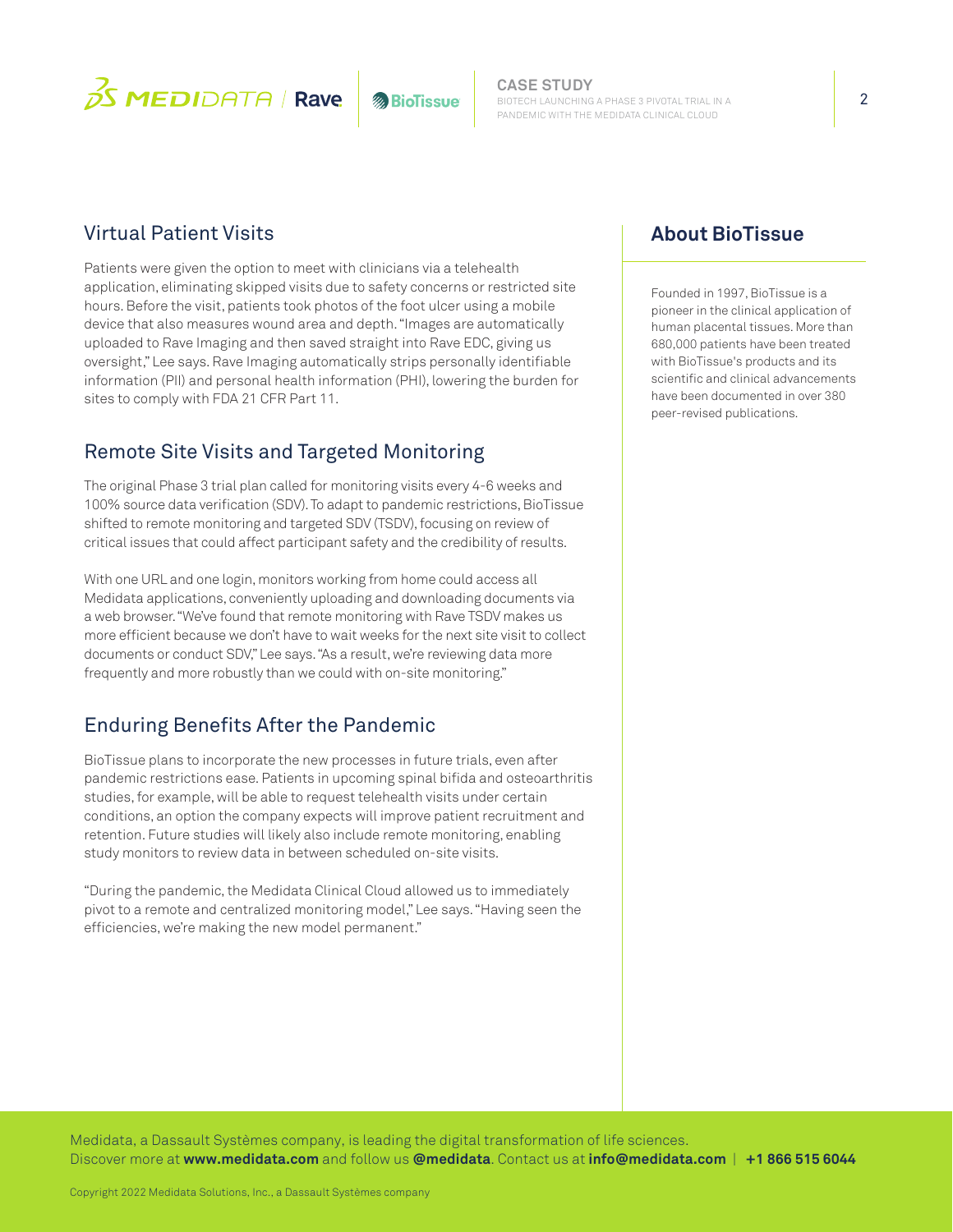## Virtual Patient Visits

Patients were given the option to meet with clinicians via a telehealth application, eliminating skipped visits due to safety concerns or restricted site hours. Before the visit, patients took photos of the foot ulcer using a mobile device that also measures wound area and depth. "Images are automatically uploaded to Rave Imaging and then saved straight into Rave EDC, giving us oversight," Lee says. Rave Imaging automatically strips personally identifiable information (PII) and personal health information (PHI), lowering the burden for sites to comply with FDA 21 CFR Part 11.

## Remote Site Visits and Targeted Monitoring

The original Phase 3 trial plan called for monitoring visits every 4-6 weeks and 100% source data verification (SDV). To adapt to pandemic restrictions, BioTissue shifted to remote monitoring and targeted SDV (TSDV), focusing on review of critical issues that could affect participant safety and the credibility of results.

With one URL and one login, monitors working from home could access all Medidata applications, conveniently uploading and downloading documents via a web browser. "We've found that remote monitoring with Rave TSDV makes us more efficient because we don't have to wait weeks for the next site visit to collect documents or conduct SDV," Lee says. "As a result, we're reviewing data more frequently and more robustly than we could with on-site monitoring."

## Enduring Benefits After the Pandemic

BioTissue plans to incorporate the new processes in future trials, even after pandemic restrictions ease. Patients in upcoming spinal bifida and osteoarthritis studies, for example, will be able to request telehealth visits under certain conditions, an option the company expects will improve patient recruitment and retention. Future studies will likely also include remote monitoring, enabling study monitors to review data in between scheduled on-site visits.

"During the pandemic, the Medidata Clinical Cloud allowed us to immediately pivot to a remote and centralized monitoring model," Lee says. "Having seen the efficiencies, we're making the new model permanent."

## About BioTissue

Founded in 1997, BioTissue is a pioneer in the clinical application of human placental tissues. More than 680,000 patients have been treated with BioTissue's products and its scientific and clinical advancements have been documented in over 380 peer-revised publications.

Medidata, a Dassault Systèmes company, is leading the digital transformation of life sciences. Discover more at **www.medidata.com** and follow us **@medidata**. Contact us at **info@medidata.com** | **+1 866 515 6044**

Copyright 2022 Medidata Solutions, Inc., a Dassault Systèmes company